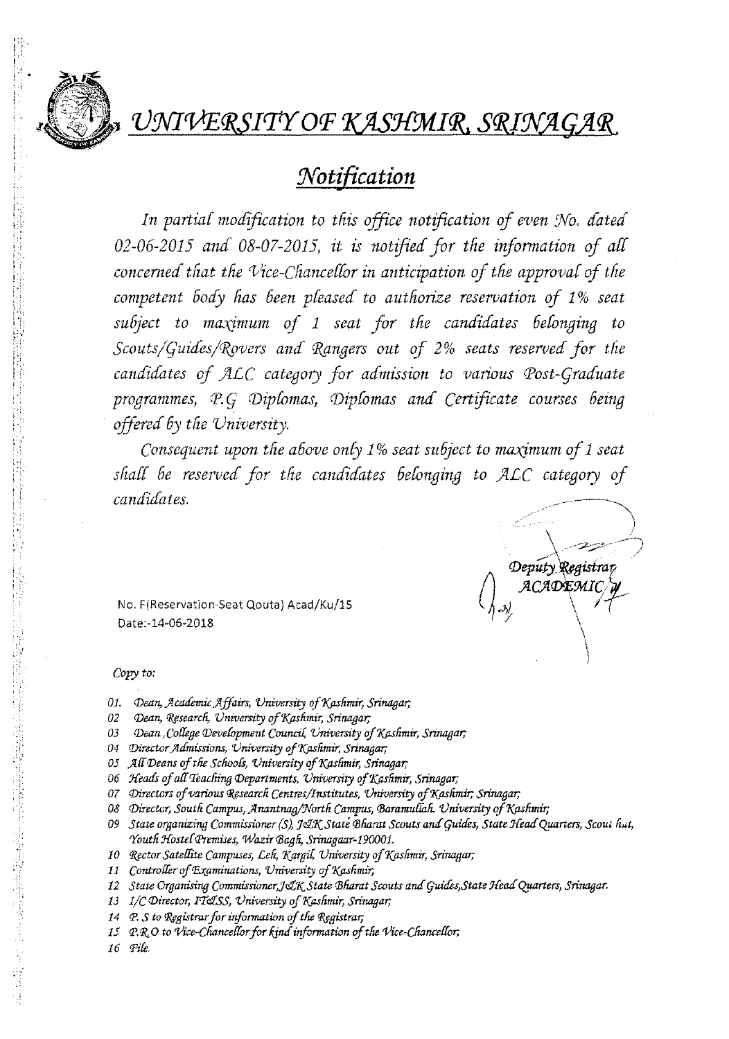# UNIVERSITY OF KASHMIR, SRINAGAR

## Notification

*In partial modification to this office notification of even No. dated 02-06-2015 and 08-07-2015, it is notified for the information of all concerned that the Vice-Chancellor in anticipation of the approval of the competent body has been pleased to authorize reservation of 1% seat subject to maximum of 1 seat for the candidates belonging to Scouts/Guides/Rovers and Rangers out of 2% seats reserved for the candidates of ALC category for admission to various Post-Graduate programmes, P.G Diplomas, Diplomas and Certificate courses being offered by the University.*

*Consequent upon the above only 1% seat subject to maximum of 1 seat shall be reserved for the candidates belonging to ALC category of candidates.*

*Deputy Registrar*
*ACADEMIC*

No. F(Reservation-Seat Qouta) Acad/Ku/15
Date:-14-06-2018

*Copy to:*

01. *Dean, Academic Affairs, University of Kashmir, Srinagar;*
02. *Dean, Research, University of Kashmir, Srinagar;*
03. *Dean, College Development Council, University of Kashmir, Srinagar;*
04. *Director Admissions, University of Kashmir, Srinagar;*
05. *All Deans of the Schools, University of Kashmir, Srinagar;*
06. *Heads of all Teaching Departments, University of Kashmir, Srinagar;*
07. *Directors of various Research Centres/Institutes, University of Kashmir, Srinagar;*
08. *Director, South Campus, Anantnag/North Campus, Baramullah. University of Kashmir;*
09. *State organizing Commissioner (S), J&K State Bharat Scouts and Guides, State Head Quarters, Scout hut, Youth Hostel Premises, Wazir Bagh, Srinagaar-190001.*
10. *Rector Satellite Campuses, Leh, Kargil, University of Kashmir, Srinagar;*
11. *Controller of Examinations, University of Kashmir;*
12. *State Organising Commissioner, J&K State Bharat Scouts and Guides, State Head Quarters, Srinagar.*
13. *I/C Director, IT&SS, University of Kashmir, Srinagar;*
14. *P. S to Registrar for information of the Registrar;*
15. *P.R.O to Vice-Chancellor for kind information of the Vice-Chancellor;*
16. *File.*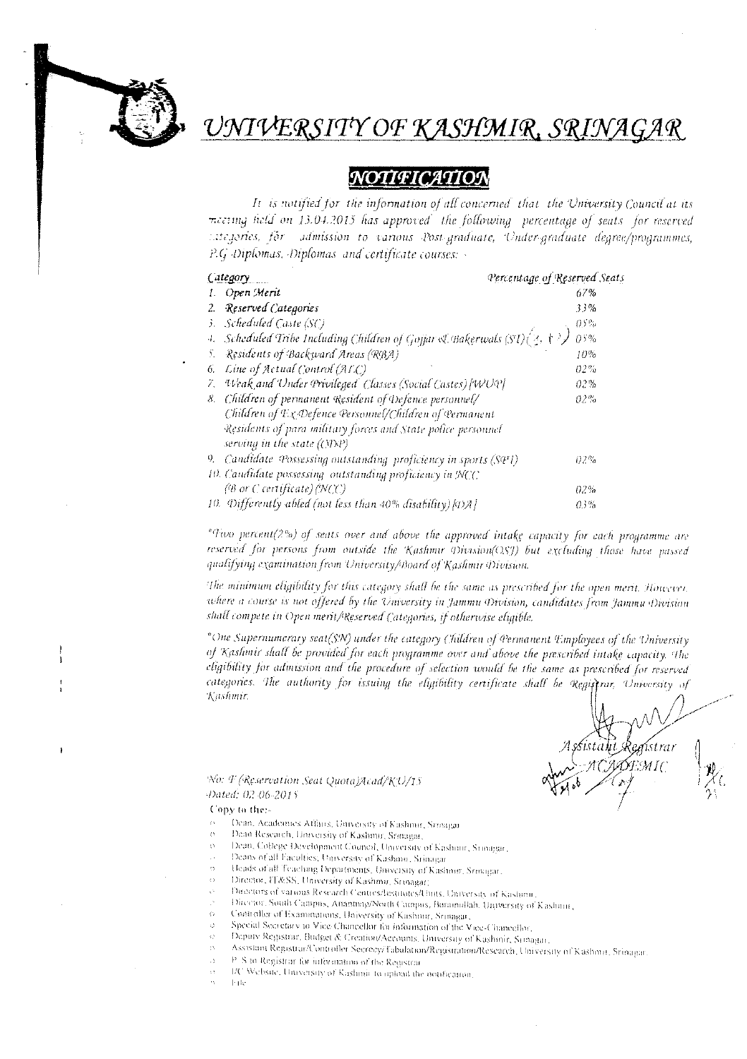# UNIVERSITY OF KASHMIR, SRINAGAR

## NOTIFICATION

*It is notified for the information of all concerned that the University Council at its meeting held on 13.04.2015 has approved the following percentage of seats for reserved categories, for admission to various Post-graduate, Under-graduate degree/programmes, P.G Diplomas, Diplomas and certificate courses:-*

| Category | Percentage of Reserved Seats |
|---|---|
| 1. Open Merit | 67% |
| 2. Reserved Categories | 33% |
| 3. Scheduled Caste (SC) | 05% |
| 4. Scheduled Tribe Including (Children of Gujjar & Bakerwals (ST)(3, 1.5) | 05% |
| 5. Residents of Backward Areas (RBA) | 10% |
| 6. Line of Actual Control (ALC) | 02% |
| 7. Weak and Under Privileged Classes (Social Castes) [WUP] | 02% |
| 8. Children of permanent Resident of Defence personnel/ Children of Ex-Defence Personnel/Children of Permanent Residents of para military forces and State police personnel serving in the state (CDP) | 02% |
| 9. Candidate Possessing outstanding proficiency in sports (SPT) | 02% |
| 10. Candidate possessing outstanding proficiency in NCC (B or C certificate) (NCC) | 02% |
| 10. Differently abled (not less than 40% disability) [DA] | 03% |

*Two percent(2%) of seats over and above the approved intake capacity for each programme are reserved for persons from outside the Kashmir Division(OSJ) but excluding those have passed qualifying examination from University/Board of Kashmir Division.

The minimum eligibility for this category shall be the same as prescribed for the open merit. However, where a course is not offered by the University in Jammu Division, candidates from Jammu Division shall compete in Open merit/Reserved Categories, if otherwise eligible.

*One Supernumerary seat(SN) under the category Children of Permanent Employees of the University of Kashmir shall be provided for each programme over and above the prescribed intake capacity. The eligibility for admission and the procedure of selection would be the same as prescribed for reserved categories. The authority for issuing the eligibility certificate shall be Registrar, University of Kashmir.

Assistant Registrar
ACADEMIC

No: F (Reservation Seat Quota)Acad/KU/15
Dated: 02-06-2015

Copy to the:-

- Dean, Academics Affairs, University of Kashmir, Srinagar.
- Dean Research, University of Kashmir, Srinagar.
- Dean, College Development Council, University of Kashmir, Srinagar.
- Deans of all Faculties, University of Kashmir, Srinagar.
- Heads of all Teaching Departments, University of Kashmir, Srinagar.
- Director, IT&SS, University of Kashmir, Srinagar.
- Directors of various Research Centres/Institutes/Units, University of Kashmir.
- Director, South Campus, Anantnag/North Campus, Baramullah, University of Kashmir.
- Controller of Examinations, University of Kashmir, Srinagar.
- Special Secretary to Vice-Chancellor for information of the Vice-Chancellor.
- Deputy Registrar, Budget & Creation/Accounts, University of Kashmir, Srinagar.
- Assistant Registrar/Controller Secrecy/Tabulation/Registration/Research, University of Kashmir, Srinagar.
- P. S to Registrar for information of the Registrar.
- I/C Website, University of Kashmir to upload the notification.
- File.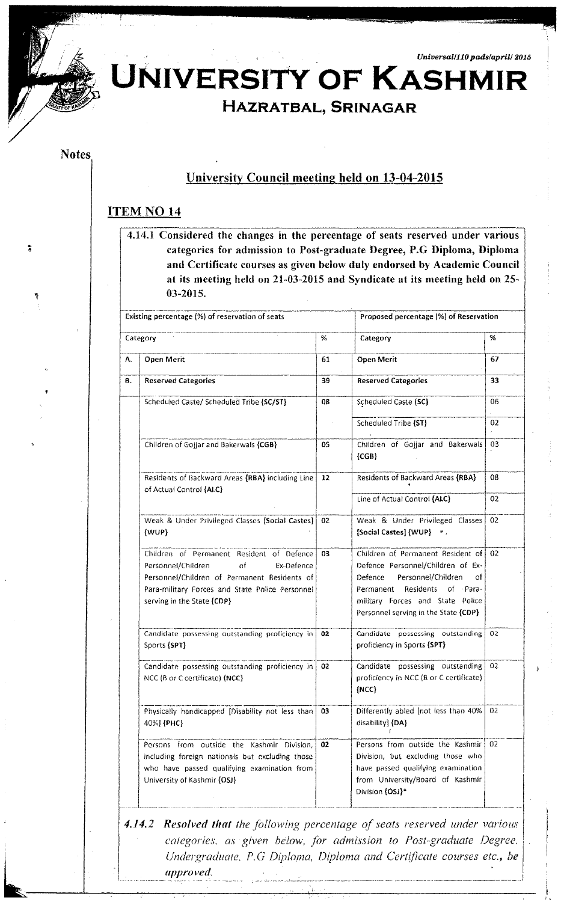# UNIVERSITY OF KASHMIR

## HAZRATBAL, SRINAGAR

Universal/110 pads/april/ 2015

Notes

### University Council meeting held on 13-04-2015

### ITEM NO 14

**4.14.1 Considered the changes in the percentage of seats reserved under various categories for admission to Post-graduate Degree, P.G Diploma, Diploma and Certificate courses as given below duly endorsed by Academic Council at its meeting held on 21-03-2015 and Syndicate at its meeting held on 25-03-2015.**

| Existing percentage (%) of reservation of seats | | | Proposed percentage (%) of Reservation | |
|---|---|---|---|---|
| Category | | % | Category | % |
| A. | **Open Merit** | 61 | **Open Merit** | 67 |
| B. | **Reserved Categories** | 39 | **Reserved Categories** | 33 |
| | Scheduled Caste/ Scheduled Tribe {SC/ST} | 08 | Scheduled Caste {SC} | 06 |
| | | | Scheduled Tribe {ST} | 02 |
| | Children of Gojjar and Bakerwals {CGB} | 05 | Children of Gojjar and Bakerwals {CGB} | 03 |
| | Residents of Backward Areas {RBA} including Line of Actual Control {ALC} | 12 | Residents of Backward Areas {RBA} | 08 |
| | | | Line of Actual Control {ALC} | 02 |
| | Weak & Under Privileged Classes [Social Castes] {WUP} | 02 | Weak & Under Privileged Classes [Social Castes] {WUP} | 02 |
| | Children of Permanent Resident of Defence Personnel/Children of Ex-Defence Personnel/Children of Permanent Residents of Para-military Forces and State Police Personnel serving in the State {CDP} | 03 | Children of Permanent Resident of Defence Personnel/Children of Ex-Defence Personnel/Children of Permanent Residents of Para-military Forces and State Police Personnel serving in the State {CDP} | 02 |
| | Candidate possessing outstanding proficiency in Sports {SPT} | 02 | Candidate possessing outstanding proficiency in Sports {SPT} | 02 |
| | Candidate possessing outstanding proficiency in NCC (B or C certificate) {NCC} | 02 | Candidate possessing outstanding proficiency in NCC (B or C certificate) {NCC} | 02 |
| | Physically handicapped [Disability not less than 40%] {PHC} | 03 | Differently abled [not less than 40% disability] {DA} | 02 |
| | Persons from outside the Kashmir Division, including foreign nationals but excluding those who have passed qualifying examination from University of Kashmir {OSJ} | 02 | Persons from outside the Kashmir Division, but excluding those who have passed qualifying examination from University/Board of Kashmir Division {OSJ}* | 02 |

***4.14.2 Resolved that** the following percentage of seats reserved under various categories, as given below, for admission to Post-graduate Degree, Undergraduate, P.G Diploma, Diploma and Certificate courses etc., **be approved.***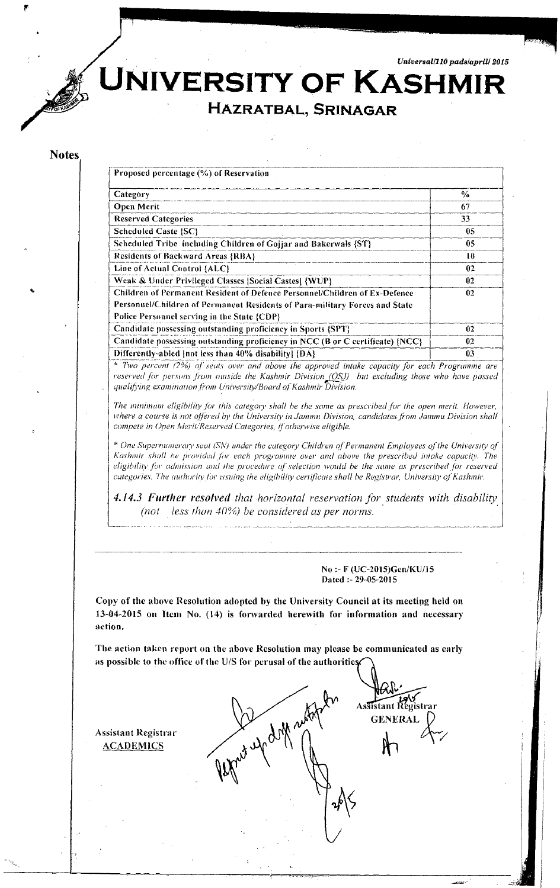Universal/110 pads/april/ 2015

# UNIVERSITY OF KASHMIR

## HAZRATBAL, SRINAGAR

**Notes**

| Proposed percentage (%) of Reservation | |
|---|---|
| **Category** | **%** |
| **Open Merit** | **67** |
| **Reserved Categories** | **33** |
| **Scheduled Caste {SC}** | **05** |
| **Scheduled Tribe including Children of Gojjar and Bakerwals {ST}** | **05** |
| **Residents of Backward Areas {RBA}** | **10** |
| **Line of Actual Control {ALC}** | **02** |
| **Weak & Under Privileged Classes [Social Castes] {WUP}** | **02** |
| **Children of Permanent Resident of Defence Personnel/Children of Ex-Defence Personnel/Children of Permanent Residents of Para-military Forces and State Police Personnel serving in the State {CDP}** | **02** |
| **Candidate possessing outstanding proficiency in Sports {SPT}** | **02** |
| **Candidate possessing outstanding proficiency in NCC (B or C certificate) {NCC}** | **02** |
| **Differently-abled [not less than 40% disability] {DA}** | **03** |

*\* Two percent (2%) of seats over and above the approved intake capacity for each Programme are reserved for persons from outside the Kashmir Division (OSJ) but excluding those who have passed qualifying examination from University/Board of Kashmir Division.*

*The minimum eligibility for this category shall be the same as prescribed for the open merit. However, where a course is not offered by the University in Jammu Division, candidates from Jammu Division shall compete in Open Merit/Reserved Categories, if otherwise eligible.*

*\* One Supernumerary seat (SN) under the category Children of Permanent Employees of the University of Kashmir shall be provided for each programme over and above the prescribed intake capacity. The eligibility for admission and the procedure of selection would be the same as prescribed for reserved categories. The authority for issuing the eligibility certificate shall be Registrar, University of Kashmir.*

***4.14.3 Further resolved** that horizontal reservation for students with disability (not less than 40%) be considered as per norms.*

**No :- F (UC-2015)Gen/KU/15**
**Dated :- 29-05-2015**

**Copy of the above Resolution adopted by the University Council at its meeting held on 13-04-2015 on Item No. (14) is forwarded herewith for information and necessary action.**

**The action taken report on the above Resolution may please be communicated as early as possible to the office of the U/S for perusal of the authorities.**

**Assistant Registrar**
**GENERAL**

**Assistant Registrar**
**ACADEMICS**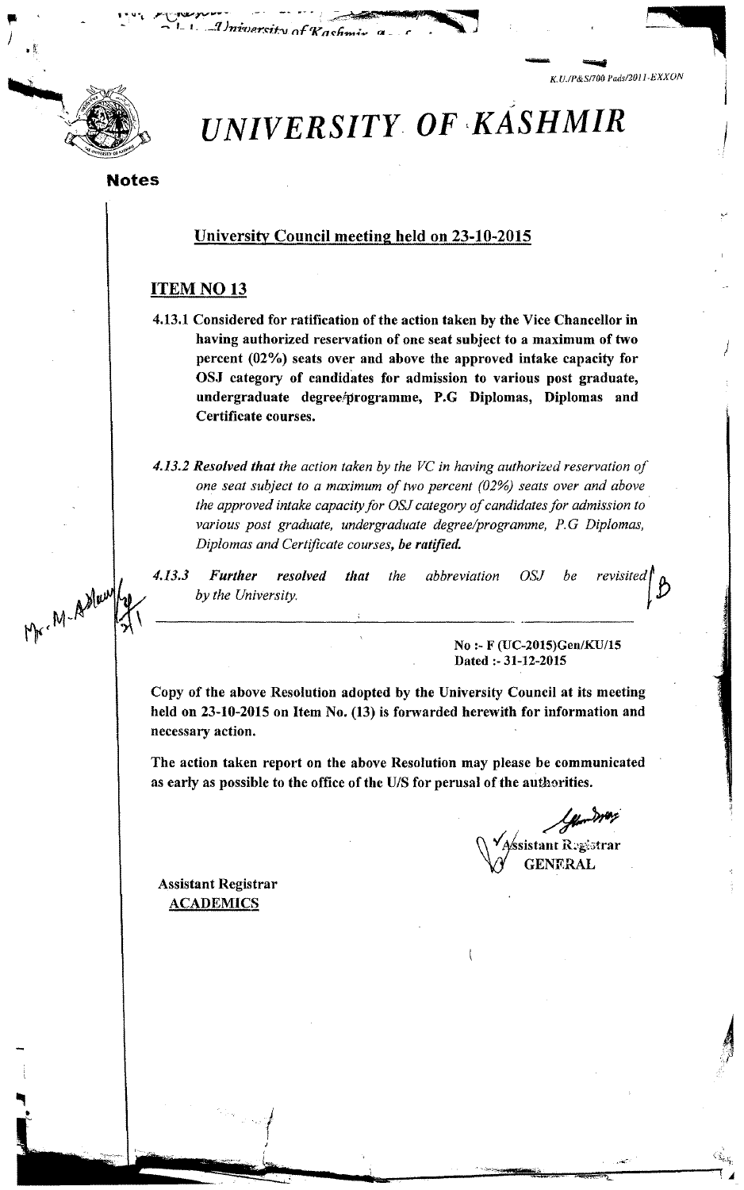K.U./P&S/700 Pads/2011-EXXON

# UNIVERSITY OF KASHMIR

**Notes**

## University Council meeting held on 23-10-2015

### ITEM NO 13

**4.13.1 Considered for ratification of the action taken by the Vice Chancellor in having authorized reservation of one seat subject to a maximum of two percent (02%) seats over and above the approved intake capacity for OSJ category of candidates for admission to various post graduate, undergraduate degree/programme, P.G Diplomas, Diplomas and Certificate courses.**

*4.13.2* ***Resolved that*** *the action taken by the VC in having authorized reservation of one seat subject to a maximum of two percent (02%) seats over and above the approved intake capacity for OSJ category of candidates for admission to various post graduate, undergraduate degree/programme, P.G Diplomas, Diplomas and Certificate courses,* ***be ratified.***

*4.13.3* ***Further resolved that*** *the abbreviation OSJ be revisited by the University.*

---

**No :- F (UC-2015)Gen/KU/15**
**Dated :- 31-12-2015**

**Copy of the above Resolution adopted by the University Council at its meeting held on 23-10-2015 on Item No. (13) is forwarded herewith for information and necessary action.**

**The action taken report on the above Resolution may please be communicated as early as possible to the office of the U/S for perusal of the authorities.**

**Assistant Registrar**
**GENERAL**

**Assistant Registrar**
**ACADEMICS**